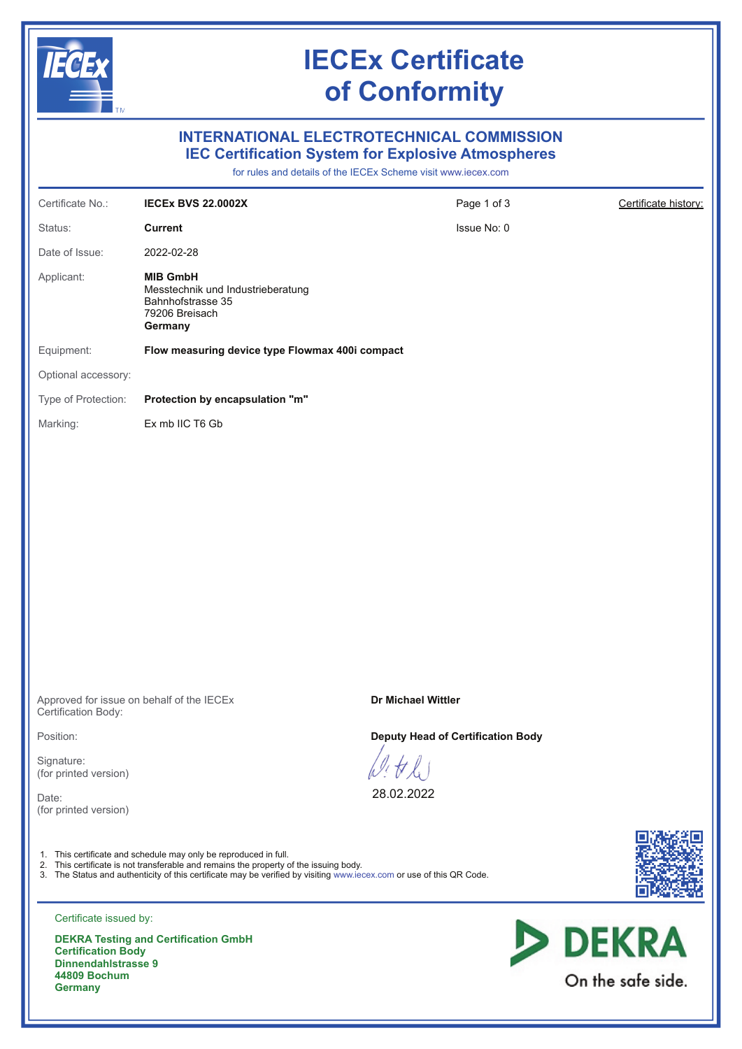# IECEx Certificate of Conformity

## INTERNATIONAL ELECTROTECHNICAL COMMISSION
## IEC Certification System for Explosive Atmospheres

for rules and details of the IECEx Scheme visit www.iecex.com

| | | | |
|---|---|---|---|
| Certificate No.: | **IECEx BVS 22.0002X** | Page 1 of 3 | Certificate history: |
| Status: | **Current** | Issue No: 0 | |
| Date of Issue: | 2022-02-28 | | |
| Applicant: | **MIB GmbH**<br>Messtechnik und Industrieberatung<br>Bahnhofstrasse 35<br>79206 Breisach<br>**Germany** | | |
| Equipment: | **Flow measuring device type Flowmax 400i compact** | | |
| Optional accessory: | | | |
| Type of Protection: | **Protection by encapsulation "m"** | | |
| Marking: | Ex mb IIC T6 Gb | | |

| | |
|---|---|
| Approved for issue on behalf of the IECEx Certification Body: | **Dr Michael Wittler** |
| Position: | **Deputy Head of Certification Body** |
| Signature: (for printed version) | |
| Date: (for printed version) | 28.02.2022 |

1. This certificate and schedule may only be reproduced in full.
2. This certificate is not transferable and remains the property of the issuing body.
3. The Status and authenticity of this certificate may be verified by visiting www.iecex.com or use of this QR Code.

Certificate issued by:

**DEKRA Testing and Certification GmbH**
**Certification Body**
**Dinnendahlstrasse 9**
**44809 Bochum**
**Germany**

DEKRA
On the safe side.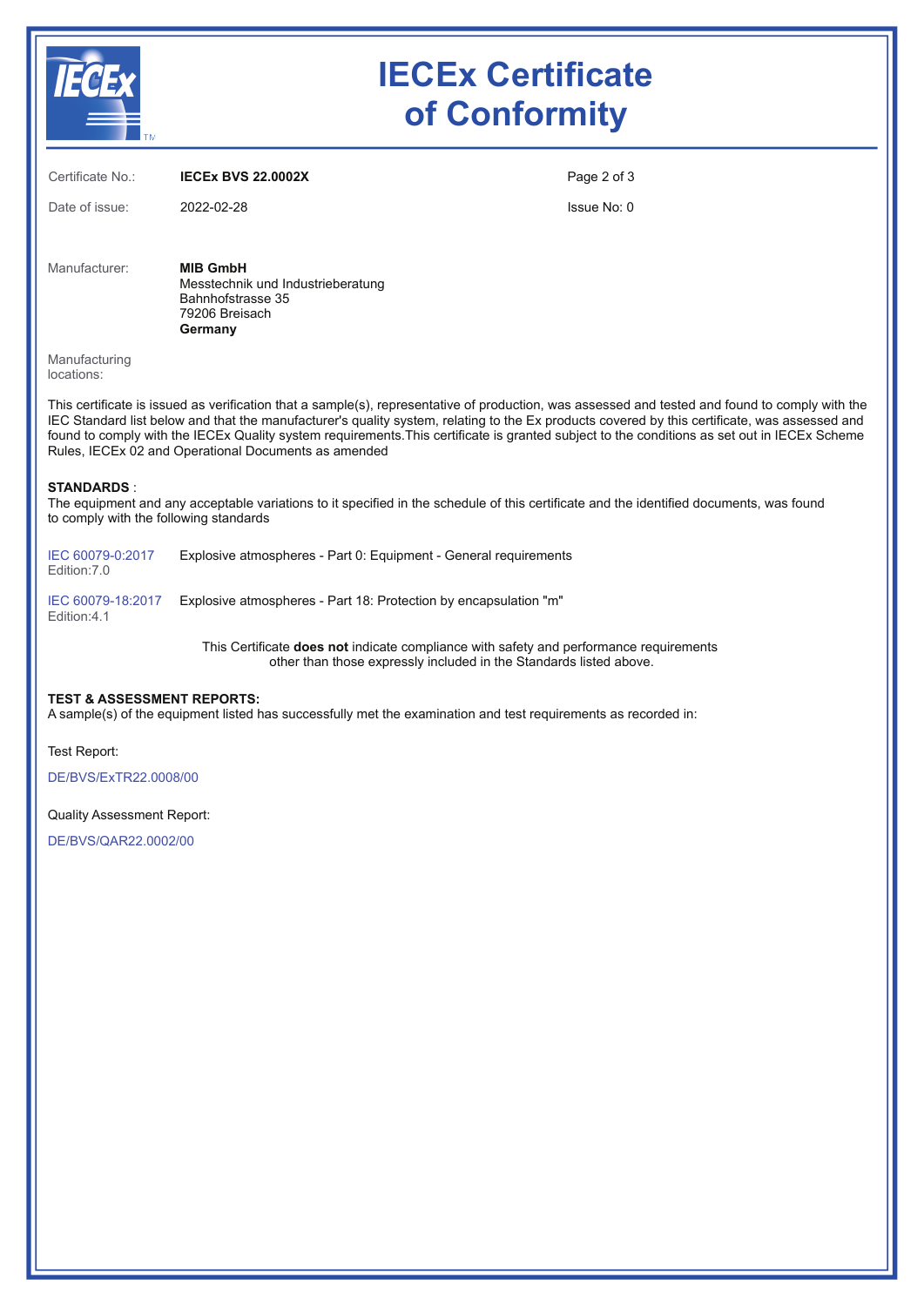# IECEx Certificate of Conformity

| | | | |
|---|---|---|---|
| Certificate No.: | **IECEx BVS 22.0002X** | | |
| Date of issue: | 2022-02-28 | | Issue No: 0 |

Manufacturer: **MIB GmbH**
Messtechnik und Industrieberatung
Bahnhofstrasse 35
79206 Breisach
**Germany**

Manufacturing locations:

This certificate is issued as verification that a sample(s), representative of production, was assessed and tested and found to comply with the IEC Standard list below and that the manufacturer's quality system, relating to the Ex products covered by this certificate, was assessed and found to comply with the IECEx Quality system requirements.This certificate is granted subject to the conditions as set out in IECEx Scheme Rules, IECEx 02 and Operational Documents as amended

**STANDARDS** :
The equipment and any acceptable variations to it specified in the schedule of this certificate and the identified documents, was found to comply with the following standards

| | |
|---|---|
| IEC 60079-0:2017 Edition:7.0 | Explosive atmospheres - Part 0: Equipment - General requirements |
| IEC 60079-18:2017 Edition:4.1 | Explosive atmospheres - Part 18: Protection by encapsulation "m" |

This Certificate **does not** indicate compliance with safety and performance requirements other than those expressly included in the Standards listed above.

**TEST & ASSESSMENT REPORTS:**
A sample(s) of the equipment listed has successfully met the examination and test requirements as recorded in:

Test Report:

DE/BVS/ExTR22.0008/00

Quality Assessment Report:

DE/BVS/QAR22.0002/00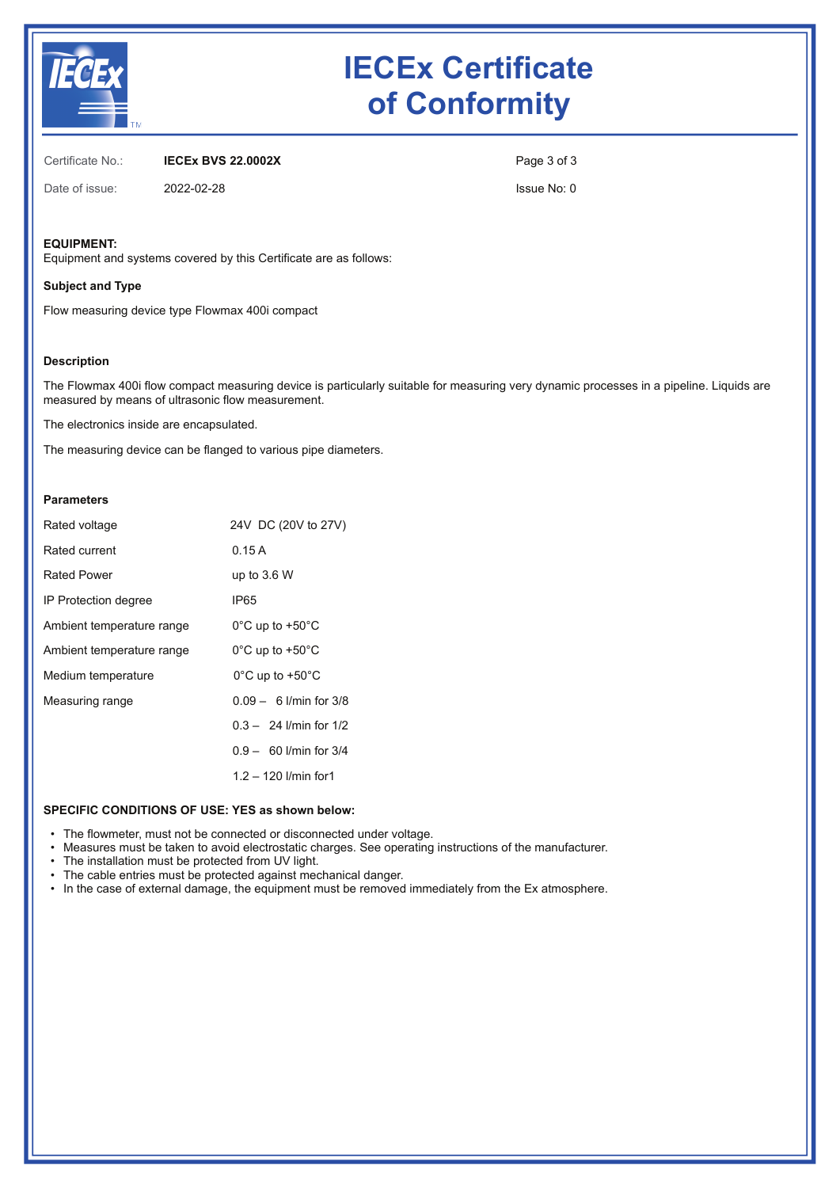# IECEx Certificate of Conformity

| | | | |
|---|---|---|---|
| Certificate No.: | **IECEx BVS 22.0002X** | | |
| Date of issue: | 2022-02-28 | | Issue No: 0 |

**EQUIPMENT:**
Equipment and systems covered by this Certificate are as follows:

**Subject and Type**

Flow measuring device type Flowmax 400i compact

**Description**

The Flowmax 400i flow compact measuring device is particularly suitable for measuring very dynamic processes in a pipeline. Liquids are measured by means of ultrasonic flow measurement.

The electronics inside are encapsulated.

The measuring device can be flanged to various pipe diameters.

**Parameters**

| | |
|---|---|
| Rated voltage | 24V DC (20V to 27V) |
| Rated current | 0.15 A |
| Rated Power | up to 3.6 W |
| IP Protection degree | IP65 |
| Ambient temperature range | 0°C up to +50°C |
| Ambient temperature range | 0°C up to +50°C |
| Medium temperature | 0°C up to +50°C |
| Measuring range | 0.09 – 6 l/min for 3/8 |
| | 0.3 – 24 l/min for 1/2 |
| | 0.9 – 60 l/min for 3/4 |
| | 1.2 – 120 l/min for1 |

**SPECIFIC CONDITIONS OF USE: YES as shown below:**

- The flowmeter, must not be connected or disconnected under voltage.
- Measures must be taken to avoid electrostatic charges. See operating instructions of the manufacturer.
- The installation must be protected from UV light.
- The cable entries must be protected against mechanical danger.
- In the case of external damage, the equipment must be removed immediately from the Ex atmosphere.